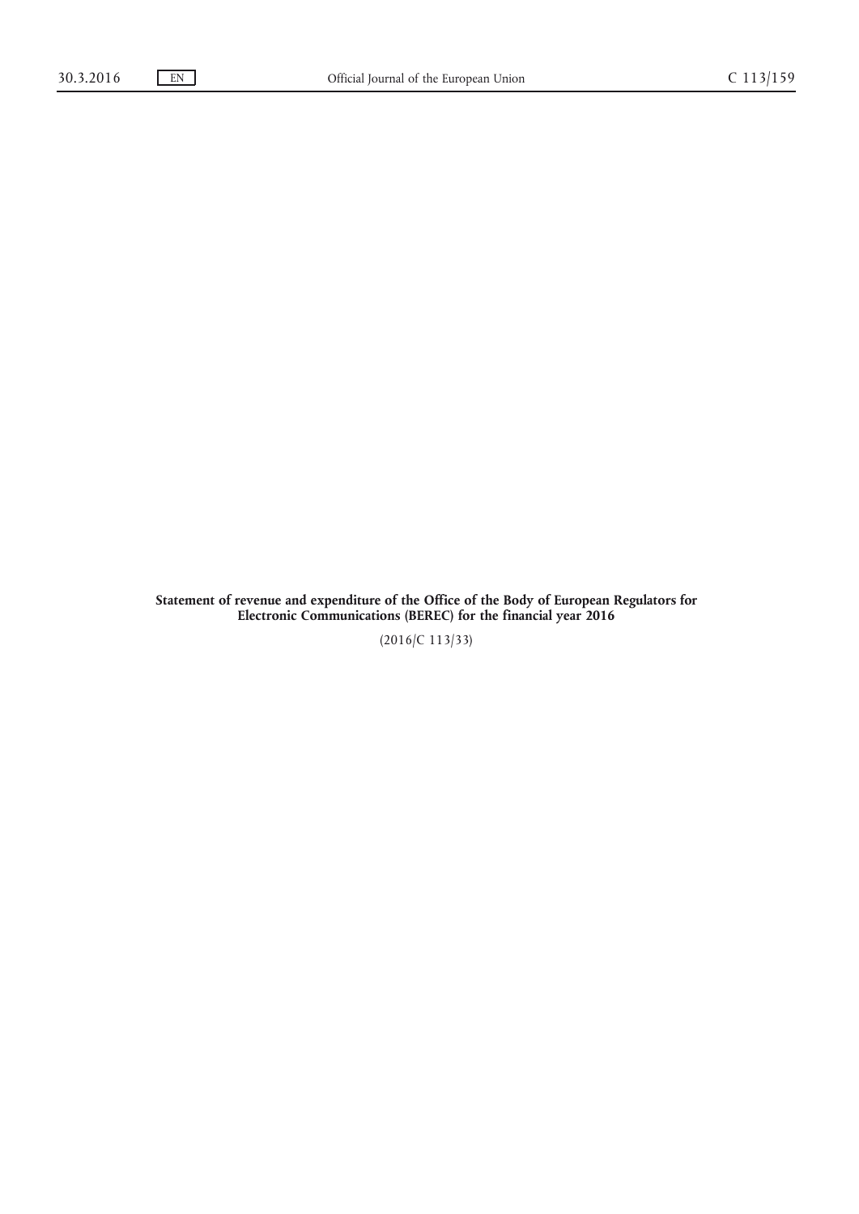**Statement of revenue and expenditure of the Office of the Body of European Regulators for Electronic Communications (BEREC) for the financial year 2016**

(2016/C 113/33)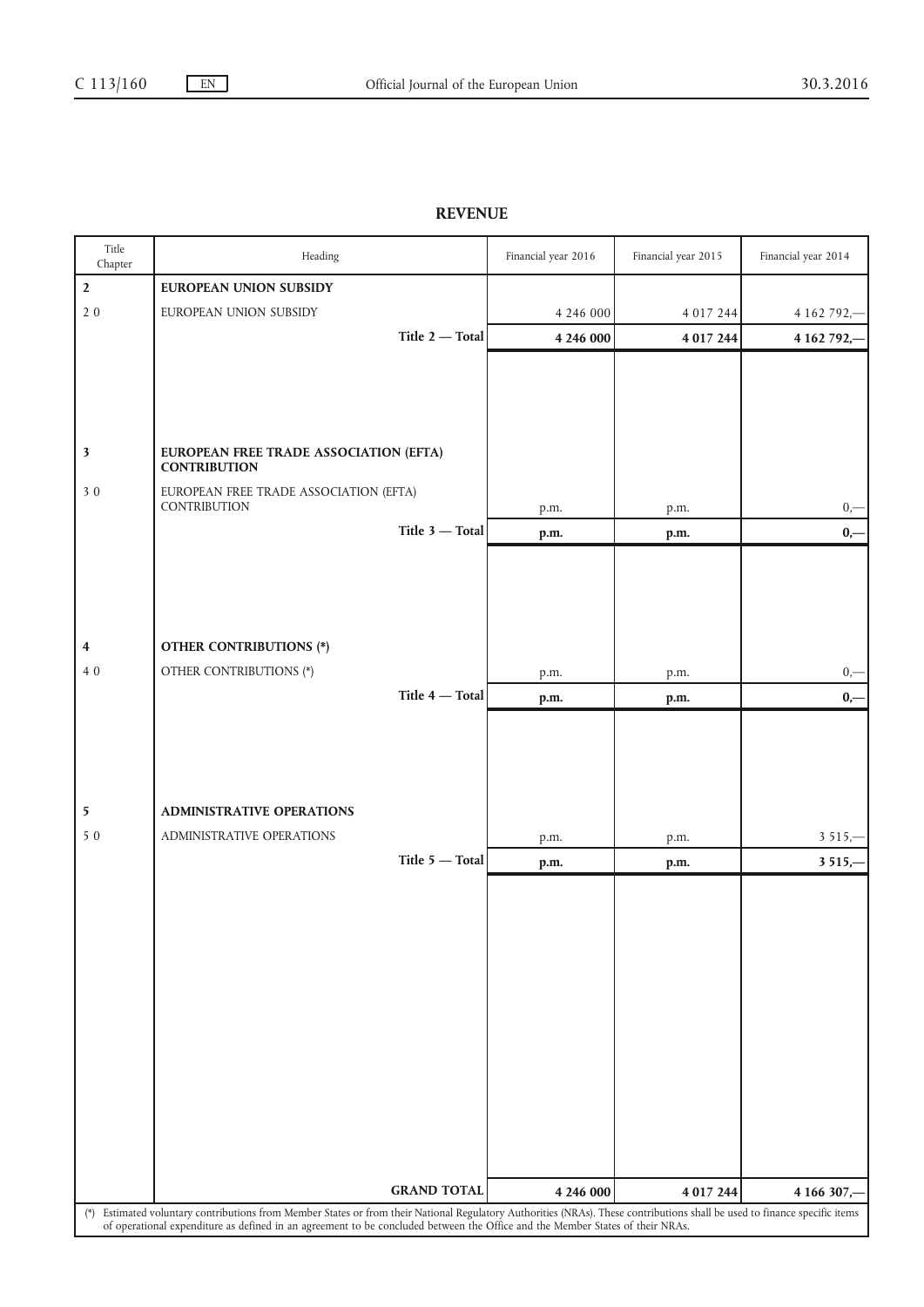## REVENUE

| Title Chapter | Heading | Financial year 2016 | Financial year 2015 | Financial year 2014 |
|---|---|---|---|---|
| **2** | **EUROPEAN UNION SUBSIDY** | | | |
| 2 0 | EUROPEAN UNION SUBSIDY | 4 246 000 | 4 017 244 | 4 162 792,— |
| | **Title 2 — Total** | **4 246 000** | **4 017 244** | **4 162 792,—** |
| **3** | **EUROPEAN FREE TRADE ASSOCIATION (EFTA) CONTRIBUTION** | | | |
| 3 0 | EUROPEAN FREE TRADE ASSOCIATION (EFTA) CONTRIBUTION | p.m. | p.m. | 0,— |
| | **Title 3 — Total** | **p.m.** | **p.m.** | **0,—** |
| **4** | **OTHER CONTRIBUTIONS (*)** | | | |
| 4 0 | OTHER CONTRIBUTIONS (*) | p.m. | p.m. | 0,— |
| | **Title 4 — Total** | **p.m.** | **p.m.** | **0,—** |
| **5** | **ADMINISTRATIVE OPERATIONS** | | | |
| 5 0 | ADMINISTRATIVE OPERATIONS | p.m. | p.m. | 3 515,— |
| | **Title 5 — Total** | **p.m.** | **p.m.** | **3 515,—** |
| | **GRAND TOTAL** | **4 246 000** | **4 017 244** | **4 166 307,—** |

(*) Estimated voluntary contributions from Member States or from their National Regulatory Authorities (NRAs). These contributions shall be used to finance specific items of operational expenditure as defined in an agreement to be concluded between the Office and the Member States of their NRAs.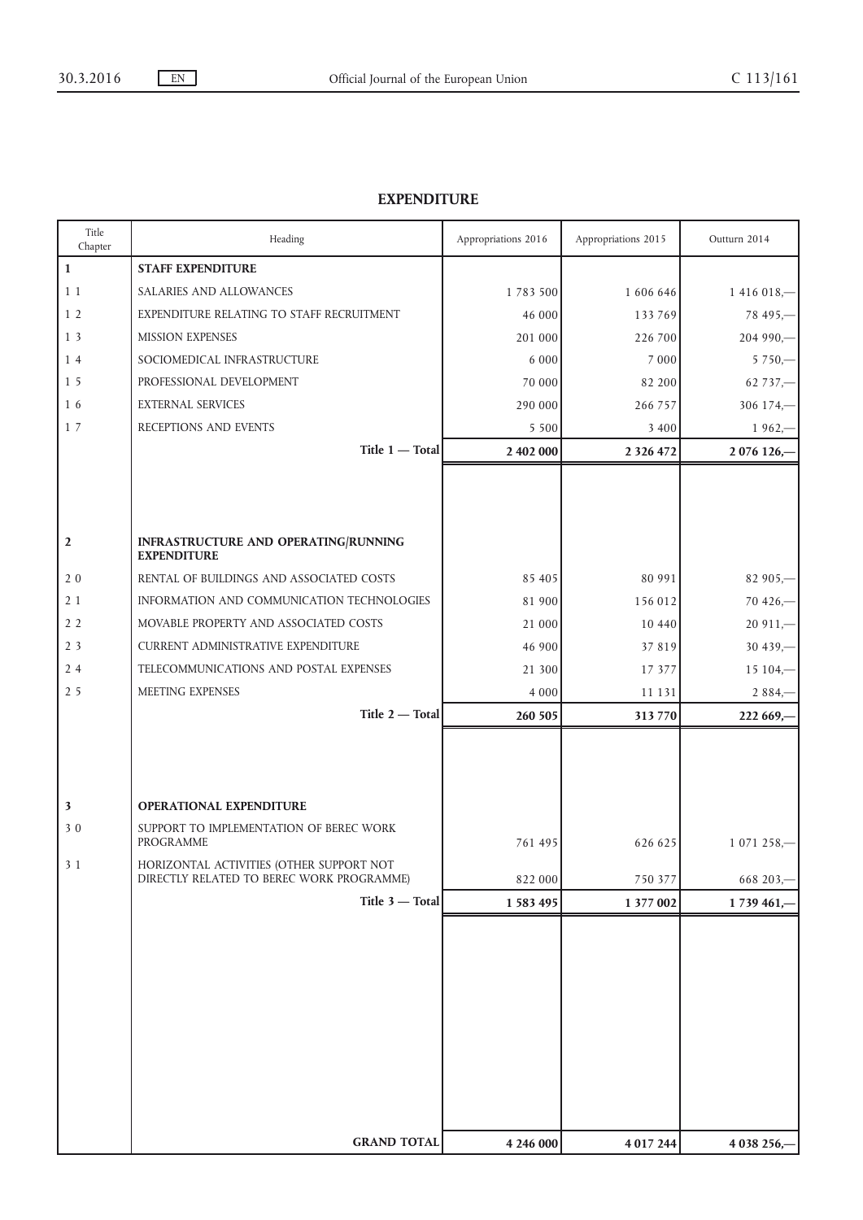## EXPENDITURE

| Title Chapter | Heading | Appropriations 2016 | Appropriations 2015 | Outturn 2014 |
|---|---|---|---|---|
| **1** | **STAFF EXPENDITURE** | | | |
| 1 1 | SALARIES AND ALLOWANCES | 1 783 500 | 1 606 646 | 1 416 018,— |
| 1 2 | EXPENDITURE RELATING TO STAFF RECRUITMENT | 46 000 | 133 769 | 78 495,— |
| 1 3 | MISSION EXPENSES | 201 000 | 226 700 | 204 990,— |
| 1 4 | SOCIOMEDICAL INFRASTRUCTURE | 6 000 | 7 000 | 5 750,— |
| 1 5 | PROFESSIONAL DEVELOPMENT | 70 000 | 82 200 | 62 737,— |
| 1 6 | EXTERNAL SERVICES | 290 000 | 266 757 | 306 174,— |
| 1 7 | RECEPTIONS AND EVENTS | 5 500 | 3 400 | 1 962,— |
| | **Title 1 — Total** | **2 402 000** | **2 326 472** | **2 076 126,—** |
| **2** | **INFRASTRUCTURE AND OPERATING/RUNNING EXPENDITURE** | | | |
| 2 0 | RENTAL OF BUILDINGS AND ASSOCIATED COSTS | 85 405 | 80 991 | 82 905,— |
| 2 1 | INFORMATION AND COMMUNICATION TECHNOLOGIES | 81 900 | 156 012 | 70 426,— |
| 2 2 | MOVABLE PROPERTY AND ASSOCIATED COSTS | 21 000 | 10 440 | 20 911,— |
| 2 3 | CURRENT ADMINISTRATIVE EXPENDITURE | 46 900 | 37 819 | 30 439,— |
| 2 4 | TELECOMMUNICATIONS AND POSTAL EXPENSES | 21 300 | 17 377 | 15 104,— |
| 2 5 | MEETING EXPENSES | 4 000 | 11 131 | 2 884,— |
| | **Title 2 — Total** | **260 505** | **313 770** | **222 669,—** |
| **3** | **OPERATIONAL EXPENDITURE** | | | |
| 3 0 | SUPPORT TO IMPLEMENTATION OF BEREC WORK PROGRAMME | 761 495 | 626 625 | 1 071 258,— |
| 3 1 | HORIZONTAL ACTIVITIES (OTHER SUPPORT NOT DIRECTLY RELATED TO BEREC WORK PROGRAMME) | 822 000 | 750 377 | 668 203,— |
| | **Title 3 — Total** | **1 583 495** | **1 377 002** | **1 739 461,—** |
| | **GRAND TOTAL** | **4 246 000** | **4 017 244** | **4 038 256,—** |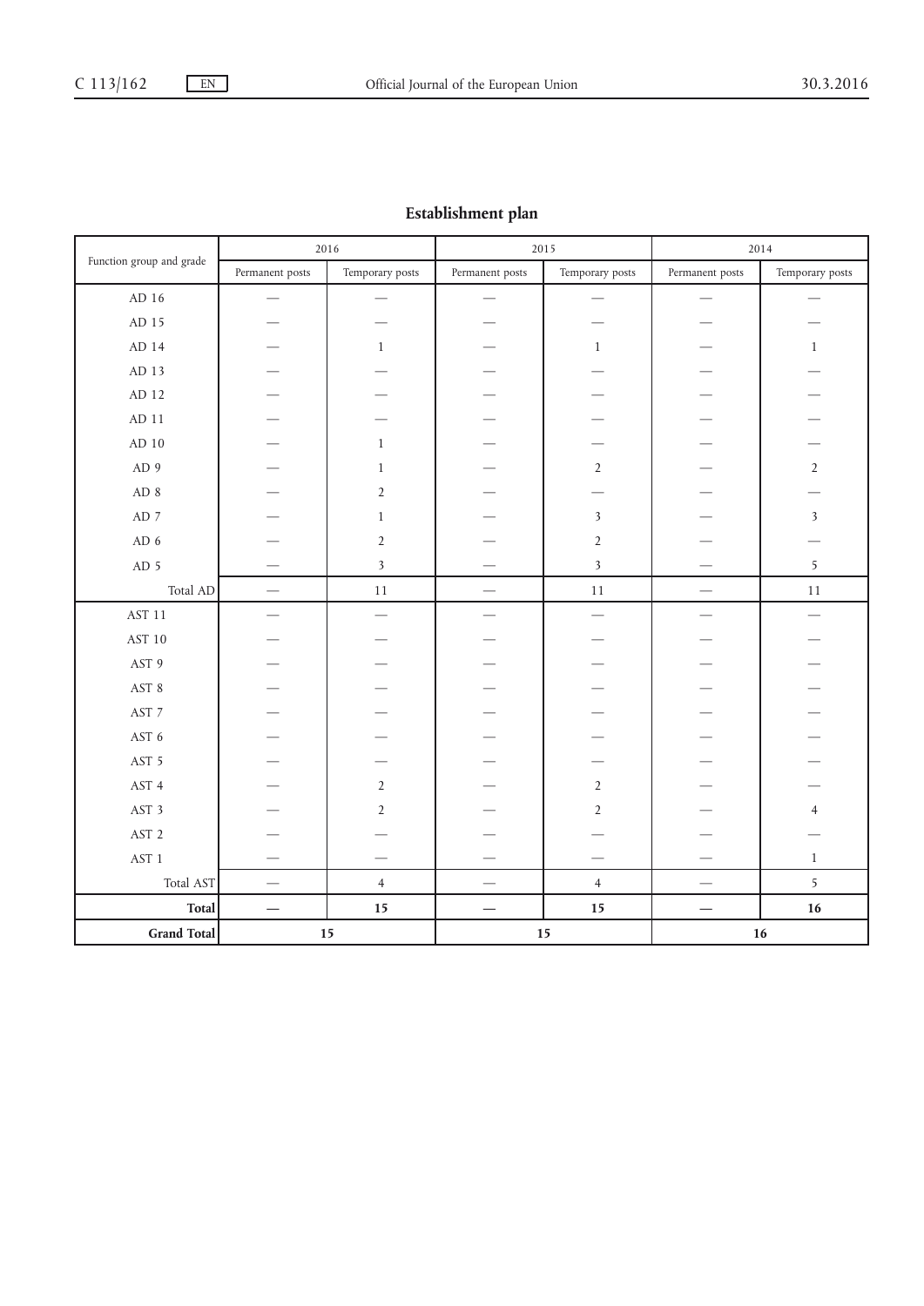## Establishment plan

| Function group and grade | 2016 | | 2015 | | 2014 | |
|---|---|---|---|---|---|---|
| | Permanent posts | Temporary posts | Permanent posts | Temporary posts | Permanent posts | Temporary posts |
| AD 16 | — | — | — | — | — | — |
| AD 15 | — | — | — | — | — | — |
| AD 14 | — | 1 | — | 1 | — | 1 |
| AD 13 | — | — | — | — | — | — |
| AD 12 | — | — | — | — | — | — |
| AD 11 | — | — | — | — | — | — |
| AD 10 | — | 1 | — | — | — | — |
| AD 9 | — | 1 | — | 2 | — | 2 |
| AD 8 | — | 2 | — | — | — | — |
| AD 7 | — | 1 | — | 3 | — | 3 |
| AD 6 | — | 2 | — | 2 | — | — |
| AD 5 | — | 3 | — | 3 | — | 5 |
| Total AD | — | 11 | — | 11 | — | 11 |
| AST 11 | — | — | — | — | — | — |
| AST 10 | — | — | — | — | — | — |
| AST 9 | — | — | — | — | — | — |
| AST 8 | — | — | — | — | — | — |
| AST 7 | — | — | — | — | — | — |
| AST 6 | — | — | — | — | — | — |
| AST 5 | — | — | — | — | — | — |
| AST 4 | — | 2 | — | 2 | — | — |
| AST 3 | — | 2 | — | 2 | — | 4 |
| AST 2 | — | — | — | — | — | — |
| AST 1 | — | — | — | — | — | 1 |
| Total AST | — | 4 | — | 4 | — | 5 |
| **Total** | **—** | **15** | **—** | **15** | **—** | **16** |
| **Grand Total** | **15** | | **15** | | **16** | |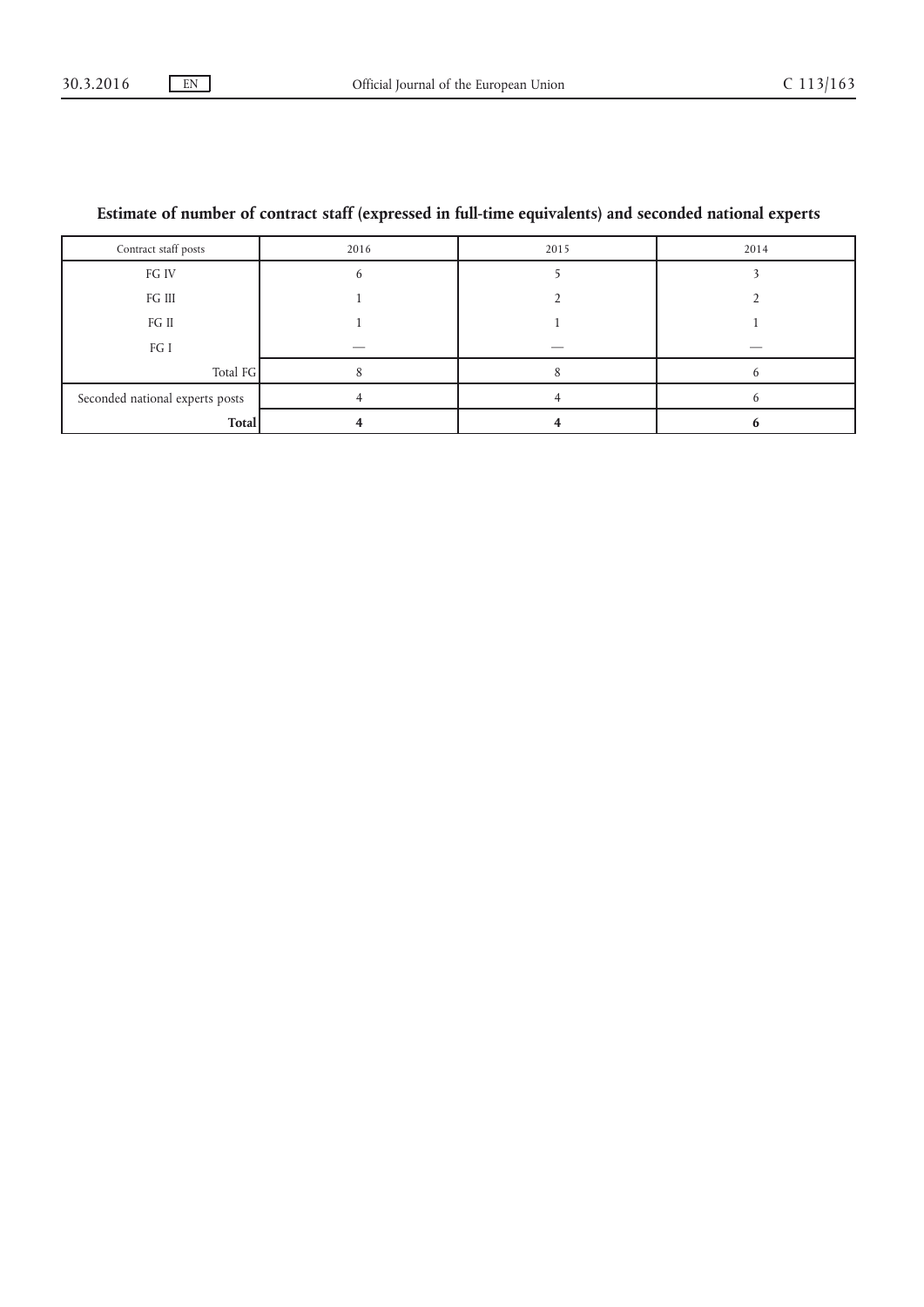## Estimate of number of contract staff (expressed in full-time equivalents) and seconded national experts

| Contract staff posts | 2016 | 2015 | 2014 |
|---|---|---|---|
| FG IV | 6 | 5 | 3 |
| FG III | 1 | 2 | 2 |
| FG II | 1 | 1 | 1 |
| FG I | — | — | — |
| Total FG | 8 | 8 | 6 |
| Seconded national experts posts | 4 | 4 | 6 |
| **Total** | **4** | **4** | **6** |